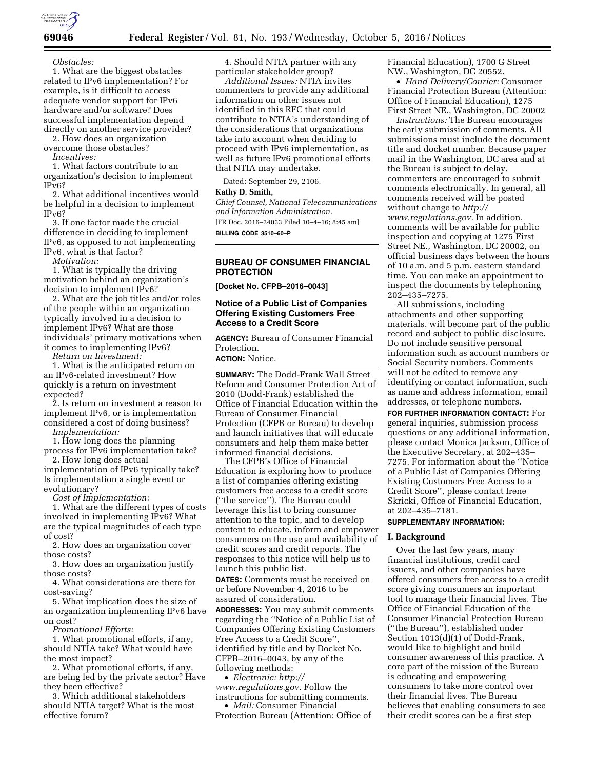*Obstacles:*

1. What are the biggest obstacles related to IPv6 implementation? For example, is it difficult to access adequate vendor support for IPv6 hardware and/or software? Does successful implementation depend directly on another service provider?
2. How does an organization overcome those obstacles?

*Incentives:*

1. What factors contribute to an organization's decision to implement IPv6?
2. What additional incentives would be helpful in a decision to implement IPv6?
3. If one factor made the crucial difference in deciding to implement IPv6, as opposed to not implementing IPv6, what is that factor?

*Motivation:*

1. What is typically the driving motivation behind an organization's decision to implement IPv6?
2. What are the job titles and/or roles of the people within an organization typically involved in a decision to implement IPv6? What are those individuals' primary motivations when it comes to implementing IPv6?

*Return on Investment:*

1. What is the anticipated return on an IPv6-related investment? How quickly is a return on investment expected?
2. Is return on investment a reason to implement IPv6, or is implementation considered a cost of doing business?

*Implementation:*

1. How long does the planning process for IPv6 implementation take?
2. How long does actual implementation of IPv6 typically take? Is implementation a single event or evolutionary?

*Cost of Implementation:*

1. What are the different types of costs involved in implementing IPv6? What are the typical magnitudes of each type of cost?
2. How does an organization cover those costs?
3. How does an organization justify those costs?
4. What considerations are there for cost-saving?
5. What implication does the size of an organization implementing IPv6 have on cost?

*Promotional Efforts:*

1. What promotional efforts, if any, should NTIA take? What would have the most impact?
2. What promotional efforts, if any, are being led by the private sector? Have they been effective?
3. Which additional stakeholders should NTIA target? What is the most effective forum?
4. Should NTIA partner with any particular stakeholder group?

*Additional Issues:* NTIA invites commenters to provide any additional information on other issues not identified in this RFC that could contribute to NTIA's understanding of the considerations that organizations take into account when deciding to proceed with IPv6 implementation, as well as future IPv6 promotional efforts that NTIA may undertake.

Dated: September 29, 2106.

**Kathy D. Smith,**

*Chief Counsel, National Telecommunications and Information Administration.*

[FR Doc. 2016–24033 Filed 10–4–16; 8:45 am]

**BILLING CODE 3510–60–P**

## BUREAU OF CONSUMER FINANCIAL PROTECTION

**[Docket No. CFPB–2016–0043]**

## Notice of a Public List of Companies Offering Existing Customers Free Access to a Credit Score

**AGENCY:** Bureau of Consumer Financial Protection.

**ACTION:** Notice.

**SUMMARY:** The Dodd-Frank Wall Street Reform and Consumer Protection Act of 2010 (Dodd-Frank) established the Office of Financial Education within the Bureau of Consumer Financial Protection (CFPB or Bureau) to develop and launch initiatives that will educate consumers and help them make better informed financial decisions.

The CFPB's Office of Financial Education is exploring how to produce a list of companies offering existing customers free access to a credit score (''the service''). The Bureau could leverage this list to bring consumer attention to the topic, and to develop content to educate, inform and empower consumers on the use and availability of credit scores and credit reports. The responses to this notice will help us to launch this public list.

**DATES:** Comments must be received on or before November 4, 2016 to be assured of consideration.

**ADDRESSES:** You may submit comments regarding the ''Notice of a Public List of Companies Offering Existing Customers Free Access to a Credit Score'', identified by title and by Docket No. CFPB–2016–0043, by any of the following methods:

- *Electronic: http://www.regulations.gov.* Follow the instructions for submitting comments.
- *Mail:* Consumer Financial Protection Bureau (Attention: Office of Financial Education), 1700 G Street NW., Washington, DC 20552.
- *Hand Delivery/Courier:* Consumer Financial Protection Bureau (Attention: Office of Financial Education), 1275 First Street NE., Washington, DC 20002

*Instructions:* The Bureau encourages the early submission of comments. All submissions must include the document title and docket number. Because paper mail in the Washington, DC area and at the Bureau is subject to delay, commenters are encouraged to submit comments electronically. In general, all comments received will be posted without change to *http://www.regulations.gov.* In addition, comments will be available for public inspection and copying at 1275 First Street NE., Washington, DC 20002, on official business days between the hours of 10 a.m. and 5 p.m. eastern standard time. You can make an appointment to inspect the documents by telephoning 202–435–7275.

All submissions, including attachments and other supporting materials, will become part of the public record and subject to public disclosure. Do not include sensitive personal information such as account numbers or Social Security numbers. Comments will not be edited to remove any identifying or contact information, such as name and address information, email addresses, or telephone numbers.

**FOR FURTHER INFORMATION CONTACT:** For general inquiries, submission process questions or any additional information, please contact Monica Jackson, Office of the Executive Secretary, at 202–435–7275. For information about the ''Notice of a Public List of Companies Offering Existing Customers Free Access to a Credit Score'', please contact Irene Skricki, Office of Financial Education, at 202–435–7181.

**SUPPLEMENTARY INFORMATION:**

### I. Background

Over the last few years, many financial institutions, credit card issuers, and other companies have offered consumers free access to a credit score giving consumers an important tool to manage their financial lives. The Office of Financial Education of the Consumer Financial Protection Bureau (''the Bureau''), established under Section 1013(d)(1) of Dodd-Frank, would like to highlight and build consumer awareness of this practice. A core part of the mission of the Bureau is educating and empowering consumers to take more control over their financial lives. The Bureau believes that enabling consumers to see their credit scores can be a first step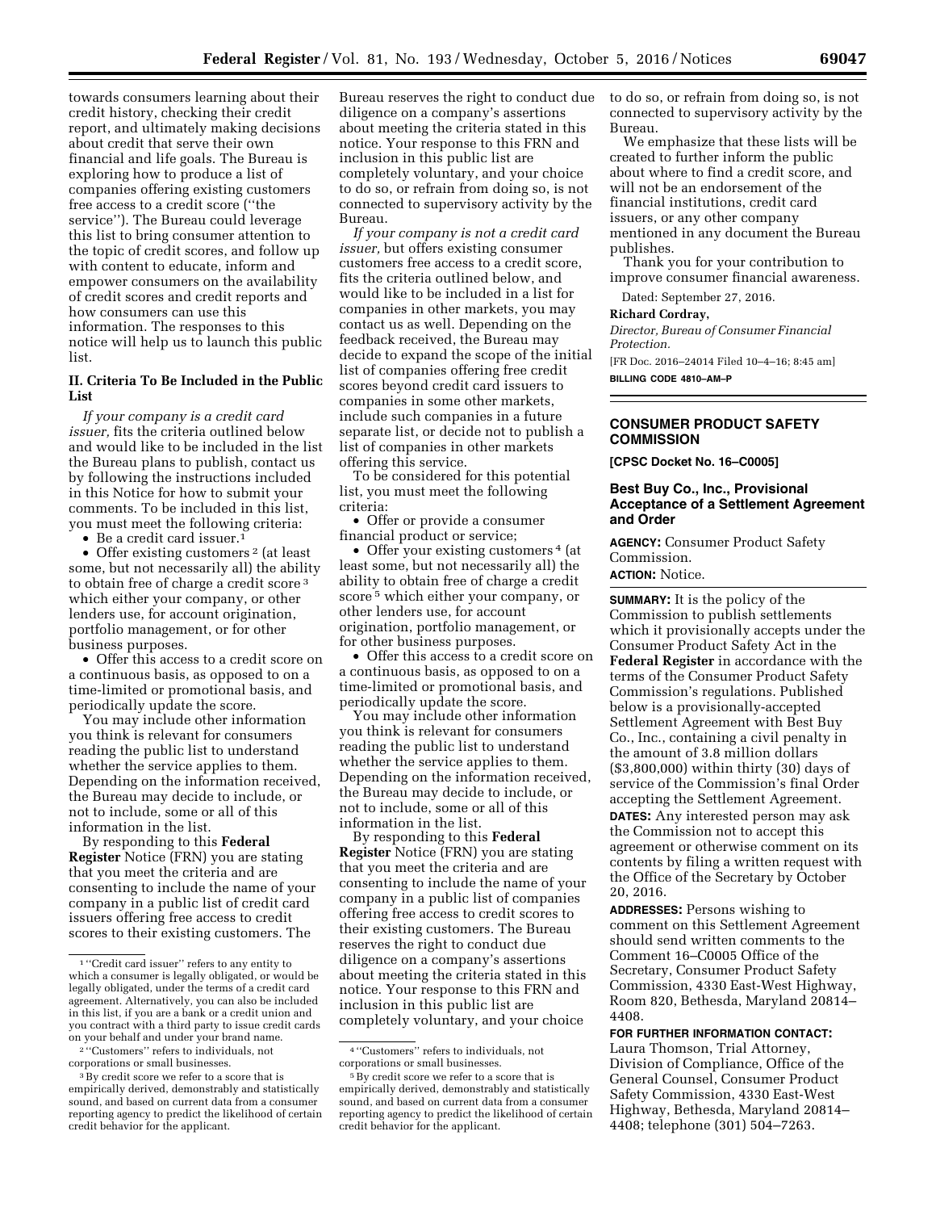towards consumers learning about their credit history, checking their credit report, and ultimately making decisions about credit that serve their own financial and life goals. The Bureau is exploring how to produce a list of companies offering existing customers free access to a credit score ("the service"). The Bureau could leverage this list to bring consumer attention to the topic of credit scores, and follow up with content to educate, inform and empower consumers on the availability of credit scores and credit reports and how consumers can use this information. The responses to this notice will help us to launch this public list.

## II. Criteria To Be Included in the Public List

*If your company is a credit card issuer,* fits the criteria outlined below and would like to be included in the list the Bureau plans to publish, contact us by following the instructions included in this Notice for how to submit your comments. To be included in this list, you must meet the following criteria:

- Be a credit card issuer.[1]
- Offer existing customers [2] (at least some, but not necessarily all) the ability to obtain free of charge a credit score [3] which either your company, or other lenders use, for account origination, portfolio management, or for other business purposes.
- Offer this access to a credit score on a continuous basis, as opposed to on a time-limited or promotional basis, and periodically update the score.

You may include other information you think is relevant for consumers reading the public list to understand whether the service applies to them. Depending on the information received, the Bureau may decide to include, or not to include, some or all of this information in the list.

By responding to this **Federal Register** Notice (FRN) you are stating that you meet the criteria and are consenting to include the name of your company in a public list of credit card issuers offering free access to credit scores to their existing customers. The Bureau reserves the right to conduct due diligence on a company's assertions about meeting the criteria stated in this notice. Your response to this FRN and inclusion in this public list are completely voluntary, and your choice to do so, or refrain from doing so, is not connected to supervisory activity by the Bureau.

*If your company is not a credit card issuer,* but offers existing consumer customers free access to a credit score, fits the criteria outlined below, and would like to be included in a list for companies in other markets, you may contact us as well. Depending on the feedback received, the Bureau may decide to expand the scope of the initial list of companies offering free credit scores beyond credit card issuers to companies in some other markets, include such companies in a future separate list, or decide not to publish a list of companies in other markets offering this service.

To be considered for this potential list, you must meet the following criteria:

- Offer or provide a consumer financial product or service;
- Offer your existing customers [4] (at least some, but not necessarily all) the ability to obtain free of charge a credit score [5] which either your company, or other lenders use, for account origination, portfolio management, or for other business purposes.
- Offer this access to a credit score on a continuous basis, as opposed to on a time-limited or promotional basis, and periodically update the score.

You may include other information you think is relevant for consumers reading the public list to understand whether the service applies to them. Depending on the information received, the Bureau may decide to include, or not to include, some or all of this information in the list.

By responding to this **Federal Register** Notice (FRN) you are stating that you meet the criteria and are consenting to include the name of your company in a public list of companies offering free access to credit scores to their existing customers. The Bureau reserves the right to conduct due diligence on a company's assertions about meeting the criteria stated in this notice. Your response to this FRN and inclusion in this public list are completely voluntary, and your choice to do so, or refrain from doing so, is not connected to supervisory activity by the Bureau.

We emphasize that these lists will be created to further inform the public about where to find a credit score, and will not be an endorsement of the financial institutions, credit card issuers, or any other company mentioned in any document the Bureau publishes.

Thank you for your contribution to improve consumer financial awareness.

Dated: September 27, 2016.

**Richard Cordray,**

*Director, Bureau of Consumer Financial Protection.*

[FR Doc. 2016–24014 Filed 10–4–16; 8:45 am]

**BILLING CODE 4810–AM–P**

---

[1] "Credit card issuer" refers to any entity to which a consumer is legally obligated, or would be legally obligated, under the terms of a credit card agreement. Alternatively, you can also be included in this list, if you are a bank or a credit union and you contract with a third party to issue credit cards on your behalf and under your brand name.

[2] "Customers" refers to individuals, not corporations or small businesses.

[3] By credit score we refer to a score that is empirically derived, demonstrably and statistically sound, and based on current data from a consumer reporting agency to predict the likelihood of certain credit behavior for the applicant.

[4] "Customers" refers to individuals, not corporations or small businesses.

[5] By credit score we refer to a score that is empirically derived, demonstrably and statistically sound, and based on current data from a consumer reporting agency to predict the likelihood of certain credit behavior for the applicant.

---

## CONSUMER PRODUCT SAFETY COMMISSION

**[CPSC Docket No. 16–C0005]**

## Best Buy Co., Inc., Provisional Acceptance of a Settlement Agreement and Order

**AGENCY:** Consumer Product Safety Commission.

**ACTION:** Notice.

**SUMMARY:** It is the policy of the Commission to publish settlements which it provisionally accepts under the Consumer Product Safety Act in the **Federal Register** in accordance with the terms of the Consumer Product Safety Commission's regulations. Published below is a provisionally-accepted Settlement Agreement with Best Buy Co., Inc., containing a civil penalty in the amount of 3.8 million dollars ($3,800,000) within thirty (30) days of service of the Commission's final Order accepting the Settlement Agreement.

**DATES:** Any interested person may ask the Commission not to accept this agreement or otherwise comment on its contents by filing a written request with the Office of the Secretary by October 20, 2016.

**ADDRESSES:** Persons wishing to comment on this Settlement Agreement should send written comments to the Comment 16–C0005 Office of the Secretary, Consumer Product Safety Commission, 4330 East-West Highway, Room 820, Bethesda, Maryland 20814–4408.

**FOR FURTHER INFORMATION CONTACT:** Laura Thomson, Trial Attorney, Division of Compliance, Office of the General Counsel, Consumer Product Safety Commission, 4330 East-West Highway, Bethesda, Maryland 20814–4408; telephone (301) 504–7263.